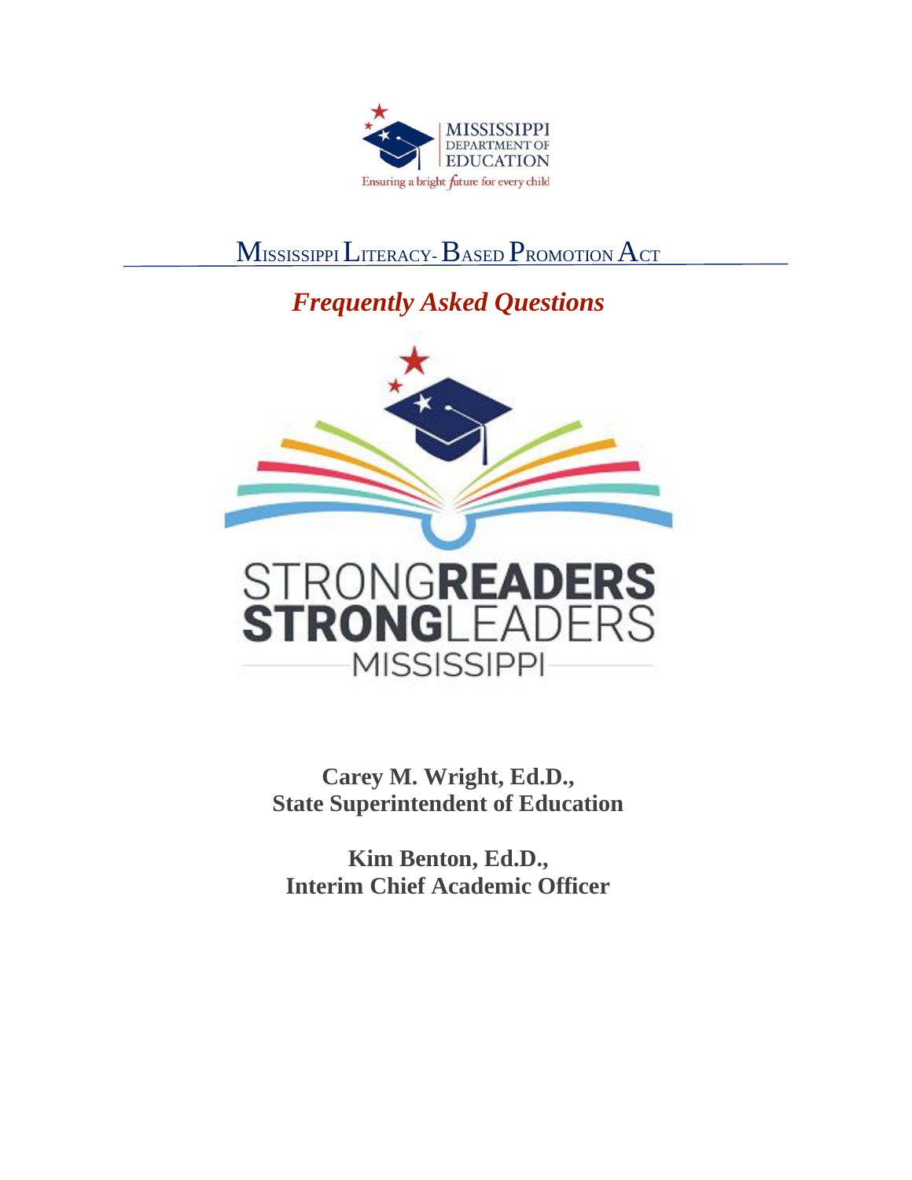MISSISSIPPI DEPARTMENT OF EDUCATION

Ensuring a bright future for every child

# Mississippi Literacy-Based Promotion Act

## *Frequently Asked Questions*

STRONG READERS STRONG LEADERS

MISSISSIPPI

**Carey M. Wright, Ed.D.,**
**State Superintendent of Education**

**Kim Benton, Ed.D.,**
**Interim Chief Academic Officer**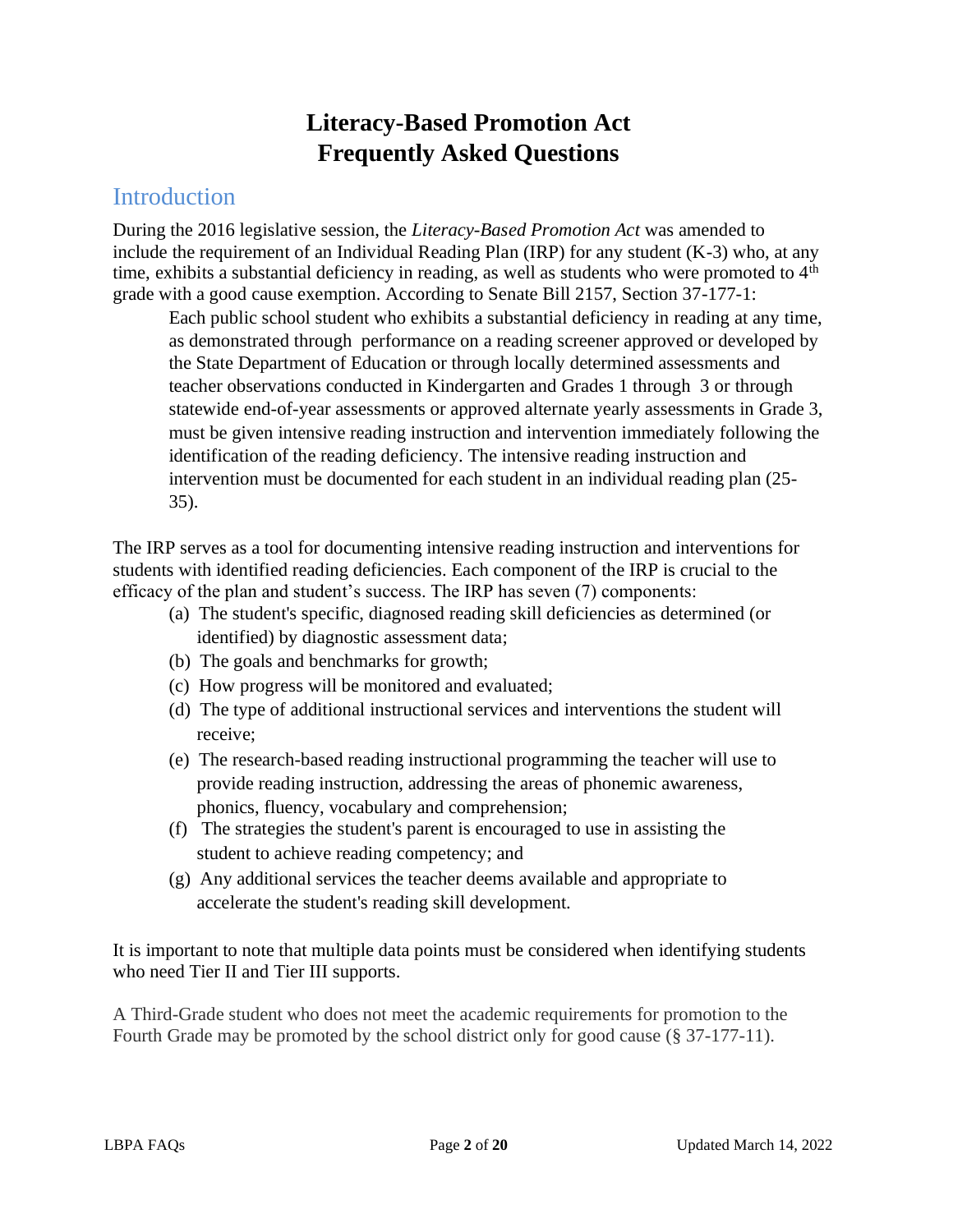# Literacy-Based Promotion Act
# Frequently Asked Questions

## Introduction

During the 2016 legislative session, the *Literacy-Based Promotion Act* was amended to include the requirement of an Individual Reading Plan (IRP) for any student (K-3) who, at any time, exhibits a substantial deficiency in reading, as well as students who were promoted to 4th grade with a good cause exemption. According to Senate Bill 2157, Section 37-177-1:

> Each public school student who exhibits a substantial deficiency in reading at any time, as demonstrated through performance on a reading screener approved or developed by the State Department of Education or through locally determined assessments and teacher observations conducted in Kindergarten and Grades 1 through 3 or through statewide end-of-year assessments or approved alternate yearly assessments in Grade 3, must be given intensive reading instruction and intervention immediately following the identification of the reading deficiency. The intensive reading instruction and intervention must be documented for each student in an individual reading plan (25-35).

The IRP serves as a tool for documenting intensive reading instruction and interventions for students with identified reading deficiencies. Each component of the IRP is crucial to the efficacy of the plan and student's success. The IRP has seven (7) components:

- (a) The student's specific, diagnosed reading skill deficiencies as determined (or identified) by diagnostic assessment data;
- (b) The goals and benchmarks for growth;
- (c) How progress will be monitored and evaluated;
- (d) The type of additional instructional services and interventions the student will receive;
- (e) The research-based reading instructional programming the teacher will use to provide reading instruction, addressing the areas of phonemic awareness, phonics, fluency, vocabulary and comprehension;
- (f) The strategies the student's parent is encouraged to use in assisting the student to achieve reading competency; and
- (g) Any additional services the teacher deems available and appropriate to accelerate the student's reading skill development.

It is important to note that multiple data points must be considered when identifying students who need Tier II and Tier III supports.

A Third-Grade student who does not meet the academic requirements for promotion to the Fourth Grade may be promoted by the school district only for good cause (§ 37-177-11).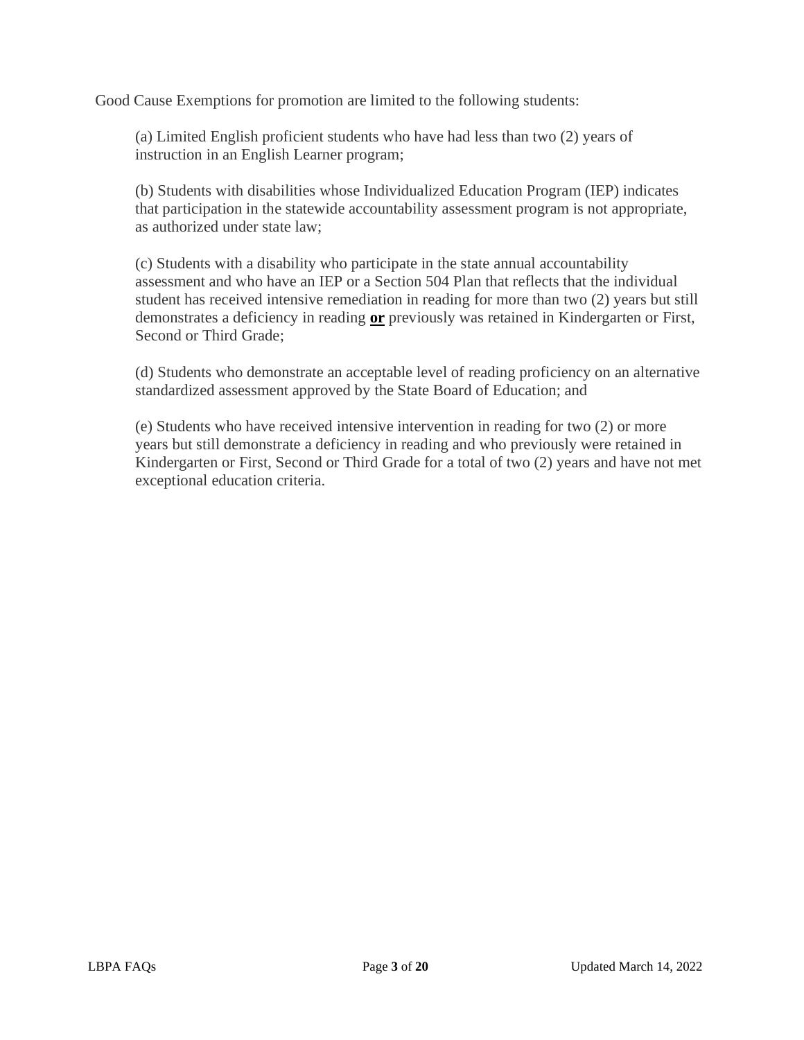Good Cause Exemptions for promotion are limited to the following students:

(a) Limited English proficient students who have had less than two (2) years of instruction in an English Learner program;

(b) Students with disabilities whose Individualized Education Program (IEP) indicates that participation in the statewide accountability assessment program is not appropriate, as authorized under state law;

(c) Students with a disability who participate in the state annual accountability assessment and who have an IEP or a Section 504 Plan that reflects that the individual student has received intensive remediation in reading for more than two (2) years but still demonstrates a deficiency in reading **<u>or</u>** previously was retained in Kindergarten or First, Second or Third Grade;

(d) Students who demonstrate an acceptable level of reading proficiency on an alternative standardized assessment approved by the State Board of Education; and

(e) Students who have received intensive intervention in reading for two (2) or more years but still demonstrate a deficiency in reading and who previously were retained in Kindergarten or First, Second or Third Grade for a total of two (2) years and have not met exceptional education criteria.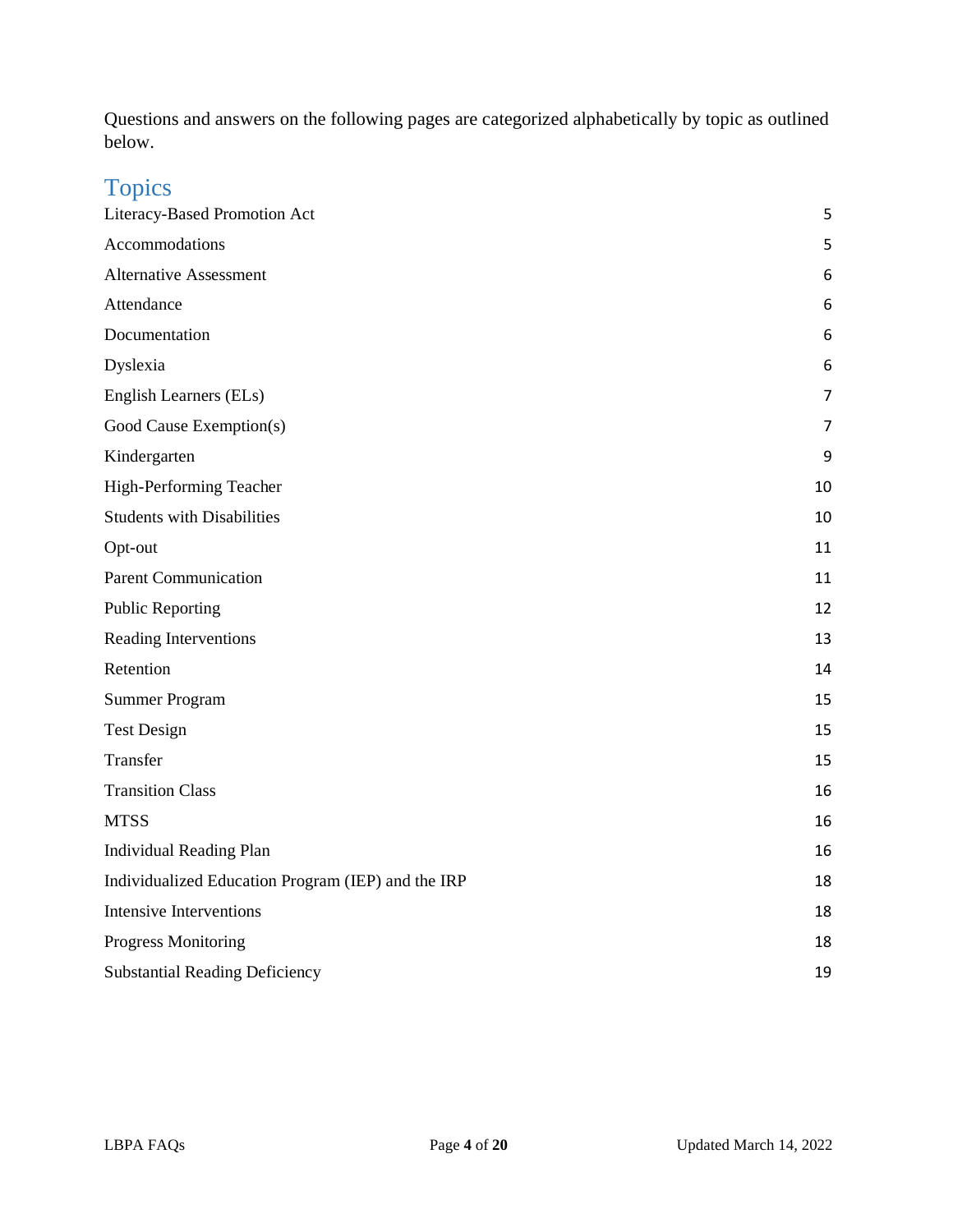Questions and answers on the following pages are categorized alphabetically by topic as outlined below.

## Topics

| | |
|---|---|
| Literacy-Based Promotion Act | 5 |
| Accommodations | 5 |
| Alternative Assessment | 6 |
| Attendance | 6 |
| Documentation | 6 |
| Dyslexia | 6 |
| English Learners (ELs) | 7 |
| Good Cause Exemption(s) | 7 |
| Kindergarten | 9 |
| High-Performing Teacher | 10 |
| Students with Disabilities | 10 |
| Opt-out | 11 |
| Parent Communication | 11 |
| Public Reporting | 12 |
| Reading Interventions | 13 |
| Retention | 14 |
| Summer Program | 15 |
| Test Design | 15 |
| Transfer | 15 |
| Transition Class | 16 |
| MTSS | 16 |
| Individual Reading Plan | 16 |
| Individualized Education Program (IEP) and the IRP | 18 |
| Intensive Interventions | 18 |
| Progress Monitoring | 18 |
| Substantial Reading Deficiency | 19 |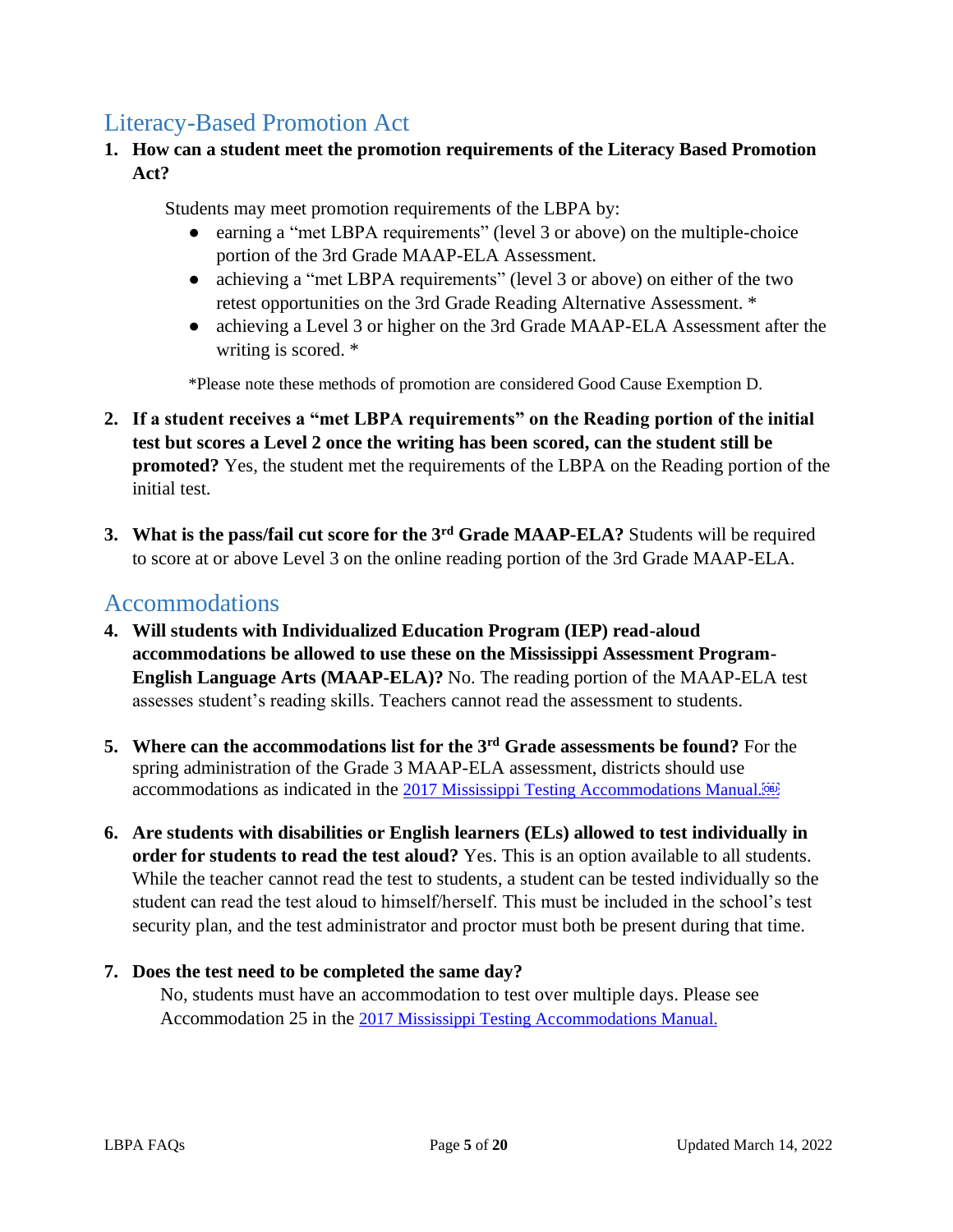## Literacy-Based Promotion Act

1. **How can a student meet the promotion requirements of the Literacy Based Promotion Act?**

   Students may meet promotion requirements of the LBPA by:

   - earning a "met LBPA requirements" (level 3 or above) on the multiple-choice portion of the 3rd Grade MAAP-ELA Assessment.
   - achieving a "met LBPA requirements" (level 3 or above) on either of the two retest opportunities on the 3rd Grade Reading Alternative Assessment. *
   - achieving a Level 3 or higher on the 3rd Grade MAAP-ELA Assessment after the writing is scored. *

   *Please note these methods of promotion are considered Good Cause Exemption D.

2. **If a student receives a "met LBPA requirements" on the Reading portion of the initial test but scores a Level 2 once the writing has been scored, can the student still be promoted?** Yes, the student met the requirements of the LBPA on the Reading portion of the initial test.

3. **What is the pass/fail cut score for the 3rd Grade MAAP-ELA?** Students will be required to score at or above Level 3 on the online reading portion of the 3rd Grade MAAP-ELA.

## Accommodations

4. **Will students with Individualized Education Program (IEP) read-aloud accommodations be allowed to use these on the Mississippi Assessment Program-English Language Arts (MAAP-ELA)?** No. The reading portion of the MAAP-ELA test assesses student's reading skills. Teachers cannot read the assessment to students.

5. **Where can the accommodations list for the 3rd Grade assessments be found?** For the spring administration of the Grade 3 MAAP-ELA assessment, districts should use accommodations as indicated in the 2017 Mississippi Testing Accommodations Manual.

6. **Are students with disabilities or English learners (ELs) allowed to test individually in order for students to read the test aloud?** Yes. This is an option available to all students. While the teacher cannot read the test to students, a student can be tested individually so the student can read the test aloud to himself/herself. This must be included in the school's test security plan, and the test administrator and proctor must both be present during that time.

7. **Does the test need to be completed the same day?**

   No, students must have an accommodation to test over multiple days. Please see Accommodation 25 in the 2017 Mississippi Testing Accommodations Manual.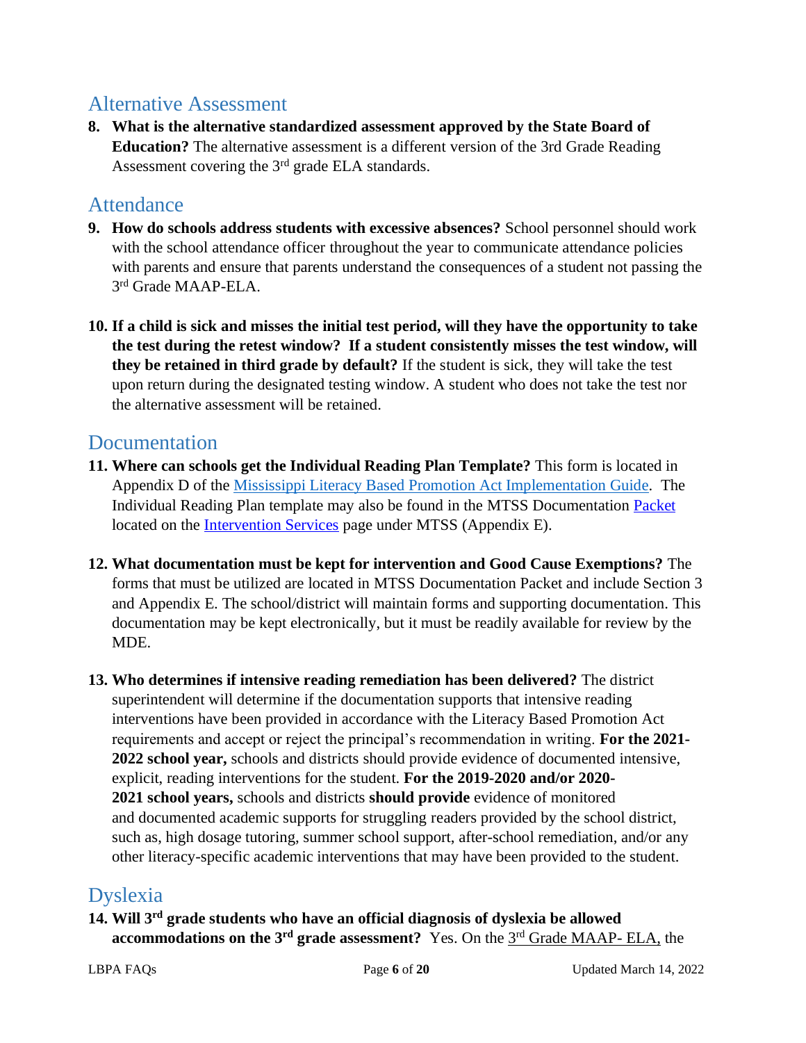## Alternative Assessment

8. **What is the alternative standardized assessment approved by the State Board of Education?** The alternative assessment is a different version of the 3rd Grade Reading Assessment covering the 3rd grade ELA standards.

## Attendance

9. **How do schools address students with excessive absences?** School personnel should work with the school attendance officer throughout the year to communicate attendance policies with parents and ensure that parents understand the consequences of a student not passing the 3rd Grade MAAP-ELA.

10. **If a child is sick and misses the initial test period, will they have the opportunity to take the test during the retest window? If a student consistently misses the test window, will they be retained in third grade by default?** If the student is sick, they will take the test upon return during the designated testing window. A student who does not take the test nor the alternative assessment will be retained.

## Documentation

11. **Where can schools get the Individual Reading Plan Template?** This form is located in Appendix D of the Mississippi Literacy Based Promotion Act Implementation Guide. The Individual Reading Plan template may also be found in the MTSS Documentation Packet located on the Intervention Services page under MTSS (Appendix E).

12. **What documentation must be kept for intervention and Good Cause Exemptions?** The forms that must be utilized are located in MTSS Documentation Packet and include Section 3 and Appendix E. The school/district will maintain forms and supporting documentation. This documentation may be kept electronically, but it must be readily available for review by the MDE.

13. **Who determines if intensive reading remediation has been delivered?** The district superintendent will determine if the documentation supports that intensive reading interventions have been provided in accordance with the Literacy Based Promotion Act requirements and accept or reject the principal's recommendation in writing. **For the 2021-2022 school year,** schools and districts should provide evidence of documented intensive, explicit, reading interventions for the student. **For the 2019-2020 and/or 2020-2021 school years,** schools and districts **should provide** evidence of monitored and documented academic supports for struggling readers provided by the school district, such as, high dosage tutoring, summer school support, after-school remediation, and/or any other literacy-specific academic interventions that may have been provided to the student.

## Dyslexia

14. **Will 3rd grade students who have an official diagnosis of dyslexia be allowed accommodations on the 3rd grade assessment?** Yes. On the 3rd Grade MAAP- ELA, the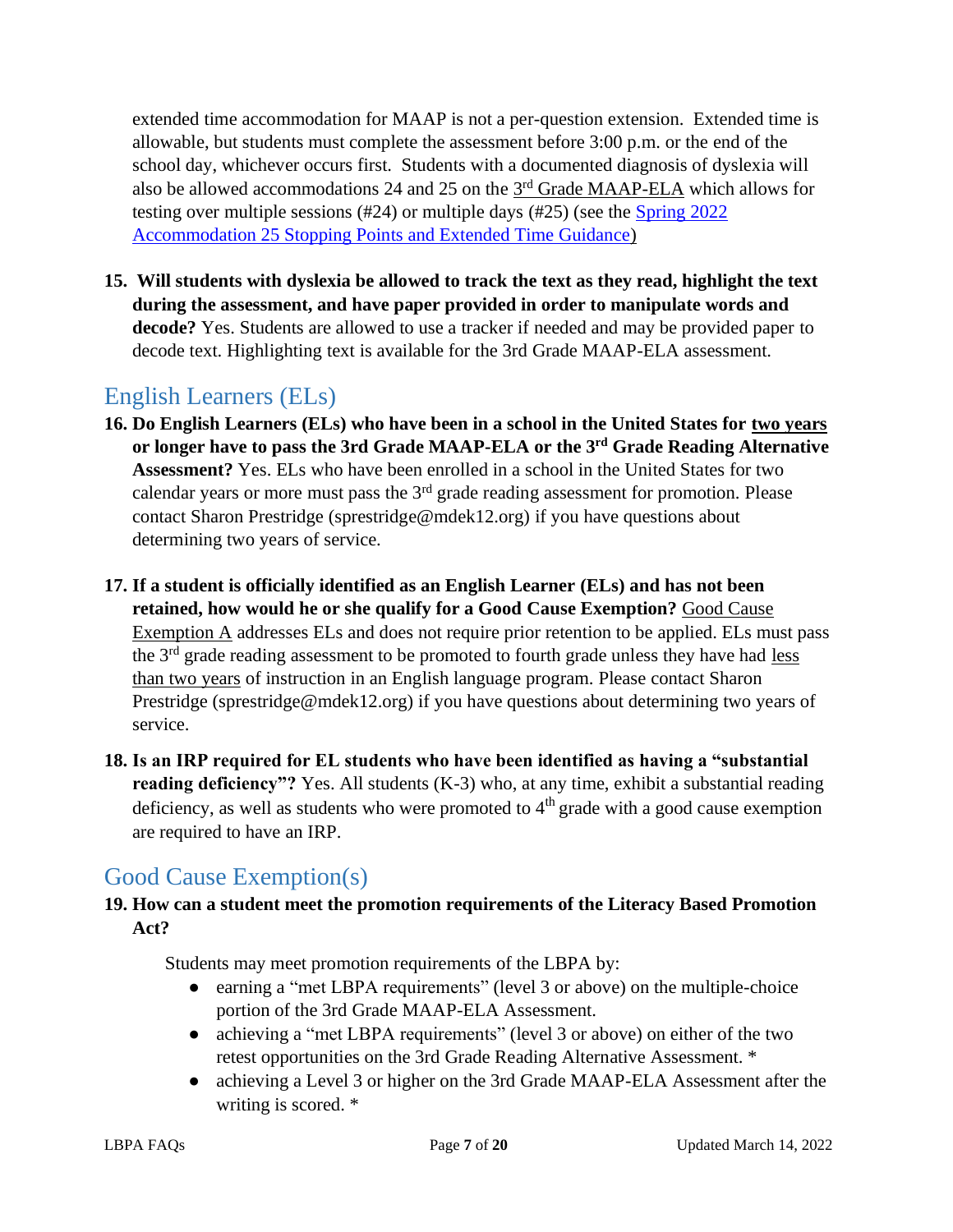extended time accommodation for MAAP is not a per-question extension. Extended time is allowable, but students must complete the assessment before 3:00 p.m. or the end of the school day, whichever occurs first. Students with a documented diagnosis of dyslexia will also be allowed accommodations 24 and 25 on the 3rd Grade MAAP-ELA which allows for testing over multiple sessions (#24) or multiple days (#25) (see the [Spring 2022 Accommodation 25 Stopping Points and Extended Time Guidance](#))

**15. Will students with dyslexia be allowed to track the text as they read, highlight the text during the assessment, and have paper provided in order to manipulate words and decode?** Yes. Students are allowed to use a tracker if needed and may be provided paper to decode text. Highlighting text is available for the 3rd Grade MAAP-ELA assessment.

## English Learners (ELs)

**16. Do English Learners (ELs) who have been in a school in the United States for two years or longer have to pass the 3rd Grade MAAP-ELA or the 3rd Grade Reading Alternative Assessment?** Yes. ELs who have been enrolled in a school in the United States for two calendar years or more must pass the 3rd grade reading assessment for promotion. Please contact Sharon Prestridge (sprestridge@mdek12.org) if you have questions about determining two years of service.

**17. If a student is officially identified as an English Learner (ELs) and has not been retained, how would he or she qualify for a Good Cause Exemption?** Good Cause Exemption A addresses ELs and does not require prior retention to be applied. ELs must pass the 3rd grade reading assessment to be promoted to fourth grade unless they have had less than two years of instruction in an English language program. Please contact Sharon Prestridge (sprestridge@mdek12.org) if you have questions about determining two years of service.

**18. Is an IRP required for EL students who have been identified as having a "substantial reading deficiency"?** Yes. All students (K-3) who, at any time, exhibit a substantial reading deficiency, as well as students who were promoted to 4th grade with a good cause exemption are required to have an IRP.

## Good Cause Exemption(s)

**19. How can a student meet the promotion requirements of the Literacy Based Promotion Act?**

Students may meet promotion requirements of the LBPA by:

- earning a "met LBPA requirements" (level 3 or above) on the multiple-choice portion of the 3rd Grade MAAP-ELA Assessment.
- achieving a "met LBPA requirements" (level 3 or above) on either of the two retest opportunities on the 3rd Grade Reading Alternative Assessment. *
- achieving a Level 3 or higher on the 3rd Grade MAAP-ELA Assessment after the writing is scored. *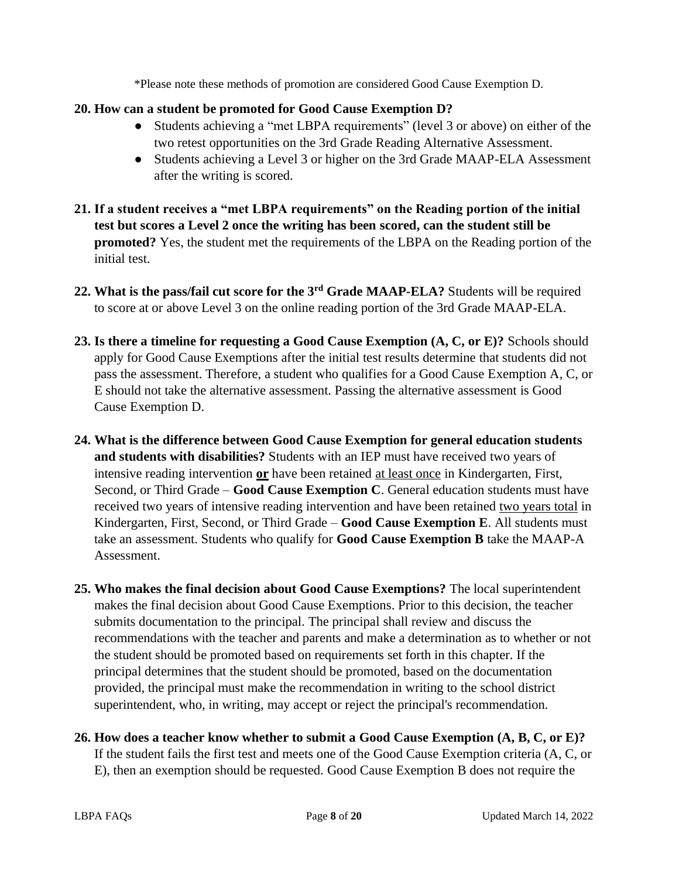*Please note these methods of promotion are considered Good Cause Exemption D.

**20. How can a student be promoted for Good Cause Exemption D?**

- Students achieving a "met LBPA requirements" (level 3 or above) on either of the two retest opportunities on the 3rd Grade Reading Alternative Assessment.
- Students achieving a Level 3 or higher on the 3rd Grade MAAP-ELA Assessment after the writing is scored.

**21. If a student receives a "met LBPA requirements" on the Reading portion of the initial test but scores a Level 2 once the writing has been scored, can the student still be promoted?** Yes, the student met the requirements of the LBPA on the Reading portion of the initial test.

**22. What is the pass/fail cut score for the 3rd Grade MAAP-ELA?** Students will be required to score at or above Level 3 on the online reading portion of the 3rd Grade MAAP-ELA.

**23. Is there a timeline for requesting a Good Cause Exemption (A, C, or E)?** Schools should apply for Good Cause Exemptions after the initial test results determine that students did not pass the assessment. Therefore, a student who qualifies for a Good Cause Exemption A, C, or E should not take the alternative assessment. Passing the alternative assessment is Good Cause Exemption D.

**24. What is the difference between Good Cause Exemption for general education students and students with disabilities?** Students with an IEP must have received two years of intensive reading intervention **<u>or</u>** have been retained <u>at least once</u> in Kindergarten, First, Second, or Third Grade – **Good Cause Exemption C**. General education students must have received two years of intensive reading intervention and have been retained <u>two years total</u> in Kindergarten, First, Second, or Third Grade – **Good Cause Exemption E**. All students must take an assessment. Students who qualify for **Good Cause Exemption B** take the MAAP-A Assessment.

**25. Who makes the final decision about Good Cause Exemptions?** The local superintendent makes the final decision about Good Cause Exemptions. Prior to this decision, the teacher submits documentation to the principal. The principal shall review and discuss the recommendations with the teacher and parents and make a determination as to whether or not the student should be promoted based on requirements set forth in this chapter. If the principal determines that the student should be promoted, based on the documentation provided, the principal must make the recommendation in writing to the school district superintendent, who, in writing, may accept or reject the principal's recommendation.

**26. How does a teacher know whether to submit a Good Cause Exemption (A, B, C, or E)?** If the student fails the first test and meets one of the Good Cause Exemption criteria (A, C, or E), then an exemption should be requested. Good Cause Exemption B does not require the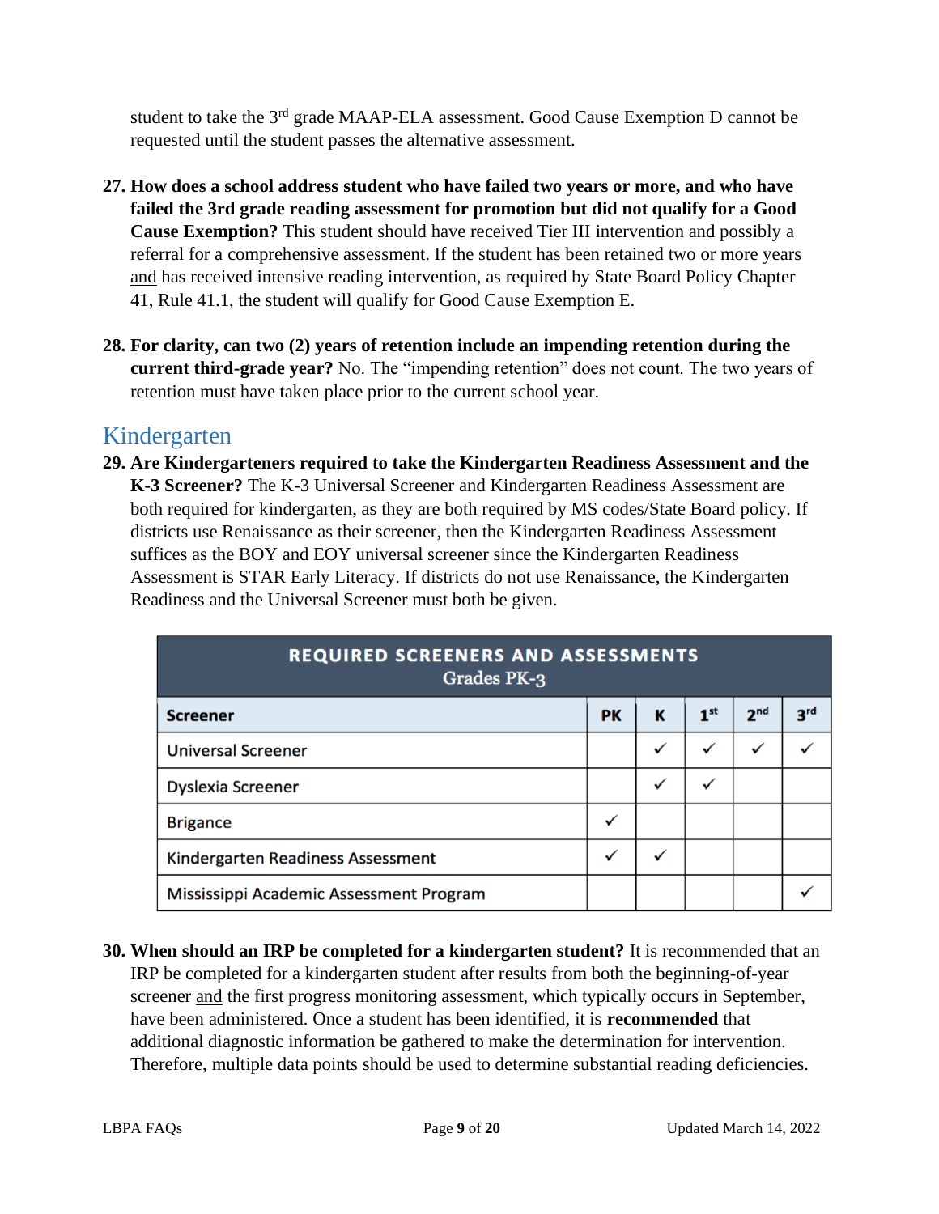student to take the 3rd grade MAAP-ELA assessment. Good Cause Exemption D cannot be requested until the student passes the alternative assessment.

27. **How does a school address student who have failed two years or more, and who have failed the 3rd grade reading assessment for promotion but did not qualify for a Good Cause Exemption?** This student should have received Tier III intervention and possibly a referral for a comprehensive assessment. If the student has been retained two or more years and has received intensive reading intervention, as required by State Board Policy Chapter 41, Rule 41.1, the student will qualify for Good Cause Exemption E.

28. **For clarity, can two (2) years of retention include an impending retention during the current third-grade year?** No. The "impending retention" does not count. The two years of retention must have taken place prior to the current school year.

## Kindergarten

29. **Are Kindergarteners required to take the Kindergarten Readiness Assessment and the K-3 Screener?** The K-3 Universal Screener and Kindergarten Readiness Assessment are both required for kindergarten, as they are both required by MS codes/State Board policy. If districts use Renaissance as their screener, then the Kindergarten Readiness Assessment suffices as the BOY and EOY universal screener since the Kindergarten Readiness Assessment is STAR Early Literacy. If districts do not use Renaissance, the Kindergarten Readiness and the Universal Screener must both be given.

**REQUIRED SCREENERS AND ASSESSMENTS**
Grades PK-3

| Screener | PK | K | 1st | 2nd | 3rd |
|---|---|---|---|---|---|
| Universal Screener | | ✓ | ✓ | ✓ | ✓ |
| Dyslexia Screener | | ✓ | ✓ | | |
| Brigance | ✓ | | | | |
| Kindergarten Readiness Assessment | ✓ | ✓ | | | |
| Mississippi Academic Assessment Program | | | | | ✓ |

30. **When should an IRP be completed for a kindergarten student?** It is recommended that an IRP be completed for a kindergarten student after results from both the beginning-of-year screener and the first progress monitoring assessment, which typically occurs in September, have been administered. Once a student has been identified, it is **recommended** that additional diagnostic information be gathered to make the determination for intervention. Therefore, multiple data points should be used to determine substantial reading deficiencies.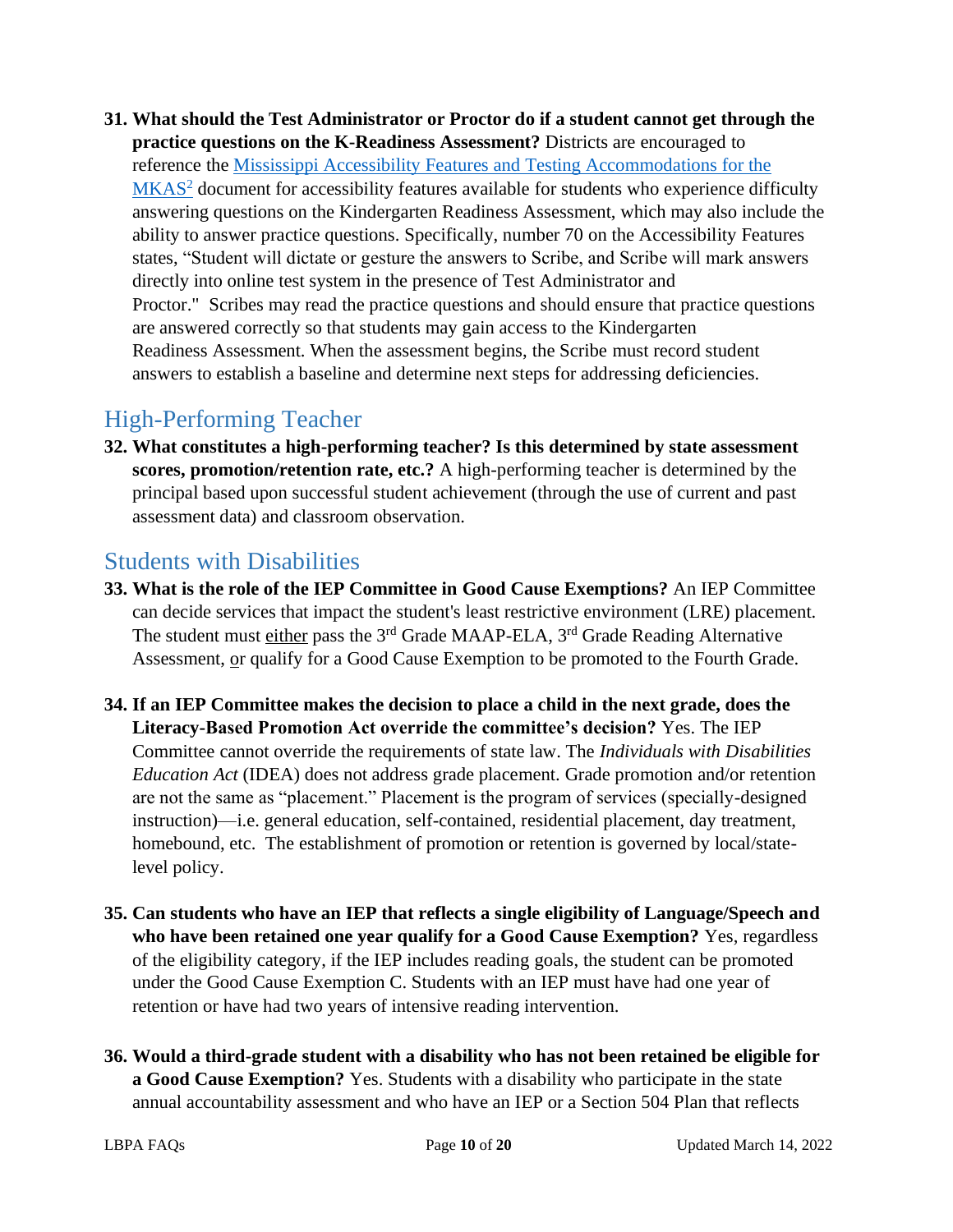31. **What should the Test Administrator or Proctor do if a student cannot get through the practice questions on the K-Readiness Assessment?** Districts are encouraged to reference the [Mississippi Accessibility Features and Testing Accommodations for the MKAS][2] document for accessibility features available for students who experience difficulty answering questions on the Kindergarten Readiness Assessment, which may also include the ability to answer practice questions. Specifically, number 70 on the Accessibility Features states, "Student will dictate or gesture the answers to Scribe, and Scribe will mark answers directly into online test system in the presence of Test Administrator and Proctor." Scribes may read the practice questions and should ensure that practice questions are answered correctly so that students may gain access to the Kindergarten Readiness Assessment. When the assessment begins, the Scribe must record student answers to establish a baseline and determine next steps for addressing deficiencies.

## High-Performing Teacher

32. **What constitutes a high-performing teacher? Is this determined by state assessment scores, promotion/retention rate, etc.?** A high-performing teacher is determined by the principal based upon successful student achievement (through the use of current and past assessment data) and classroom observation.

## Students with Disabilities

33. **What is the role of the IEP Committee in Good Cause Exemptions?** An IEP Committee can decide services that impact the student's least restrictive environment (LRE) placement. The student must either pass the 3rd Grade MAAP-ELA, 3rd Grade Reading Alternative Assessment, or qualify for a Good Cause Exemption to be promoted to the Fourth Grade.

34. **If an IEP Committee makes the decision to place a child in the next grade, does the Literacy-Based Promotion Act override the committee's decision?** Yes. The IEP Committee cannot override the requirements of state law. The *Individuals with Disabilities Education Act* (IDEA) does not address grade placement. Grade promotion and/or retention are not the same as "placement." Placement is the program of services (specially-designed instruction)—i.e. general education, self-contained, residential placement, day treatment, homebound, etc. The establishment of promotion or retention is governed by local/state-level policy.

35. **Can students who have an IEP that reflects a single eligibility of Language/Speech and who have been retained one year qualify for a Good Cause Exemption?** Yes, regardless of the eligibility category, if the IEP includes reading goals, the student can be promoted under the Good Cause Exemption C. Students with an IEP must have had one year of retention or have had two years of intensive reading intervention.

36. **Would a third-grade student with a disability who has not been retained be eligible for a Good Cause Exemption?** Yes. Students with a disability who participate in the state annual accountability assessment and who have an IEP or a Section 504 Plan that reflects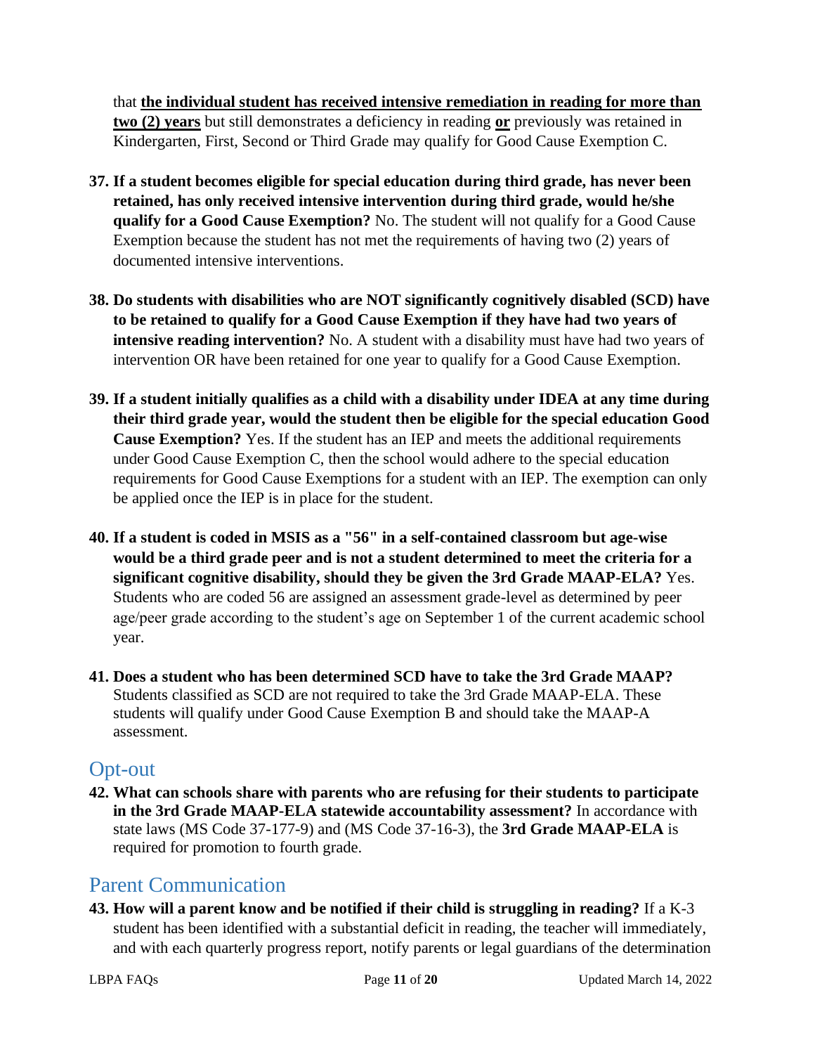that **the individual student has received intensive remediation in reading for more than two (2) years** but still demonstrates a deficiency in reading **or** previously was retained in Kindergarten, First, Second or Third Grade may qualify for Good Cause Exemption C.

37. **If a student becomes eligible for special education during third grade, has never been retained, has only received intensive intervention during third grade, would he/she qualify for a Good Cause Exemption?** No. The student will not qualify for a Good Cause Exemption because the student has not met the requirements of having two (2) years of documented intensive interventions.

38. **Do students with disabilities who are NOT significantly cognitively disabled (SCD) have to be retained to qualify for a Good Cause Exemption if they have had two years of intensive reading intervention?** No. A student with a disability must have had two years of intervention OR have been retained for one year to qualify for a Good Cause Exemption.

39. **If a student initially qualifies as a child with a disability under IDEA at any time during their third grade year, would the student then be eligible for the special education Good Cause Exemption?** Yes. If the student has an IEP and meets the additional requirements under Good Cause Exemption C, then the school would adhere to the special education requirements for Good Cause Exemptions for a student with an IEP. The exemption can only be applied once the IEP is in place for the student.

40. **If a student is coded in MSIS as a "56" in a self-contained classroom but age-wise would be a third grade peer and is not a student determined to meet the criteria for a significant cognitive disability, should they be given the 3rd Grade MAAP-ELA?** Yes. Students who are coded 56 are assigned an assessment grade-level as determined by peer age/peer grade according to the student's age on September 1 of the current academic school year.

41. **Does a student who has been determined SCD have to take the 3rd Grade MAAP?** Students classified as SCD are not required to take the 3rd Grade MAAP-ELA. These students will qualify under Good Cause Exemption B and should take the MAAP-A assessment.

## Opt-out

42. **What can schools share with parents who are refusing for their students to participate in the 3rd Grade MAAP-ELA statewide accountability assessment?** In accordance with state laws (MS Code 37-177-9) and (MS Code 37-16-3), the **3rd Grade MAAP-ELA** is required for promotion to fourth grade.

## Parent Communication

43. **How will a parent know and be notified if their child is struggling in reading?** If a K-3 student has been identified with a substantial deficit in reading, the teacher will immediately, and with each quarterly progress report, notify parents or legal guardians of the determination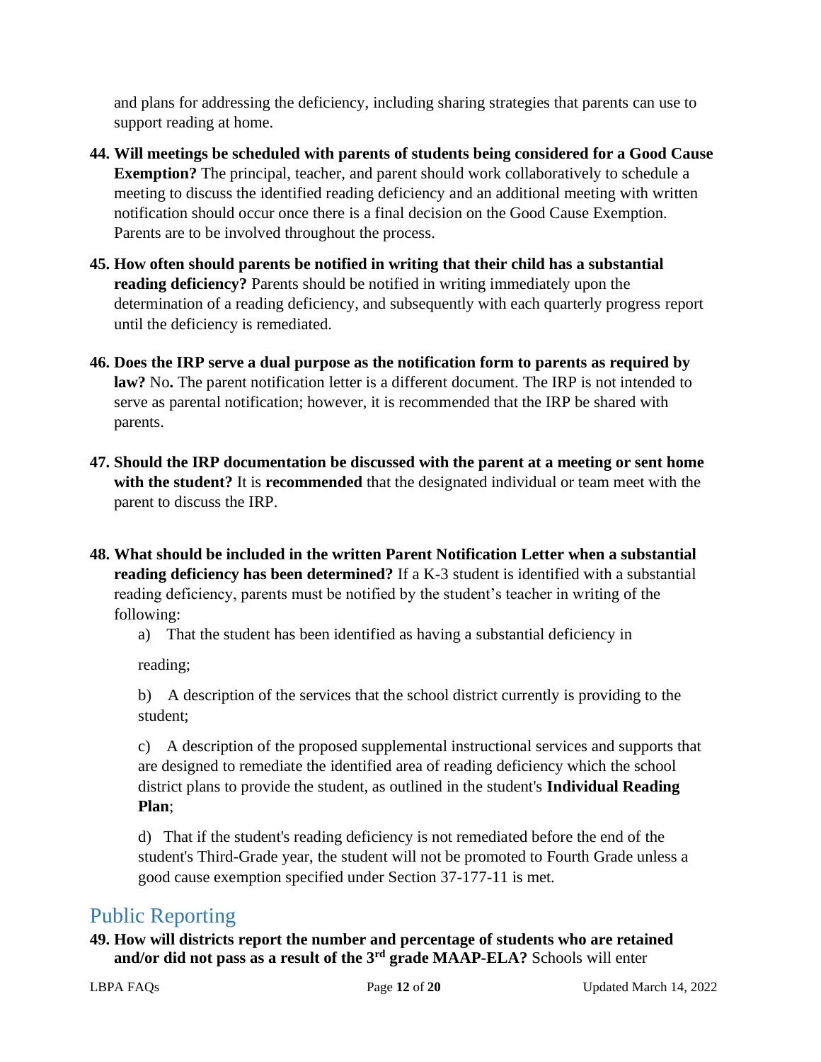and plans for addressing the deficiency, including sharing strategies that parents can use to support reading at home.

44. **Will meetings be scheduled with parents of students being considered for a Good Cause Exemption?** The principal, teacher, and parent should work collaboratively to schedule a meeting to discuss the identified reading deficiency and an additional meeting with written notification should occur once there is a final decision on the Good Cause Exemption. Parents are to be involved throughout the process.

45. **How often should parents be notified in writing that their child has a substantial reading deficiency?** Parents should be notified in writing immediately upon the determination of a reading deficiency, and subsequently with each quarterly progress report until the deficiency is remediated.

46. **Does the IRP serve a dual purpose as the notification form to parents as required by law?** No**.** The parent notification letter is a different document. The IRP is not intended to serve as parental notification; however, it is recommended that the IRP be shared with parents.

47. **Should the IRP documentation be discussed with the parent at a meeting or sent home with the student?** It is **recommended** that the designated individual or team meet with the parent to discuss the IRP.

48. **What should be included in the written Parent Notification Letter when a substantial reading deficiency has been determined?** If a K-3 student is identified with a substantial reading deficiency, parents must be notified by the student's teacher in writing of the following:

    a) That the student has been identified as having a substantial deficiency in reading;

    b) A description of the services that the school district currently is providing to the student;

    c) A description of the proposed supplemental instructional services and supports that are designed to remediate the identified area of reading deficiency which the school district plans to provide the student, as outlined in the student's **Individual Reading Plan**;

    d) That if the student's reading deficiency is not remediated before the end of the student's Third-Grade year, the student will not be promoted to Fourth Grade unless a good cause exemption specified under Section 37-177-11 is met.

## Public Reporting

49. **How will districts report the number and percentage of students who are retained and/or did not pass as a result of the 3rd grade MAAP-ELA?** Schools will enter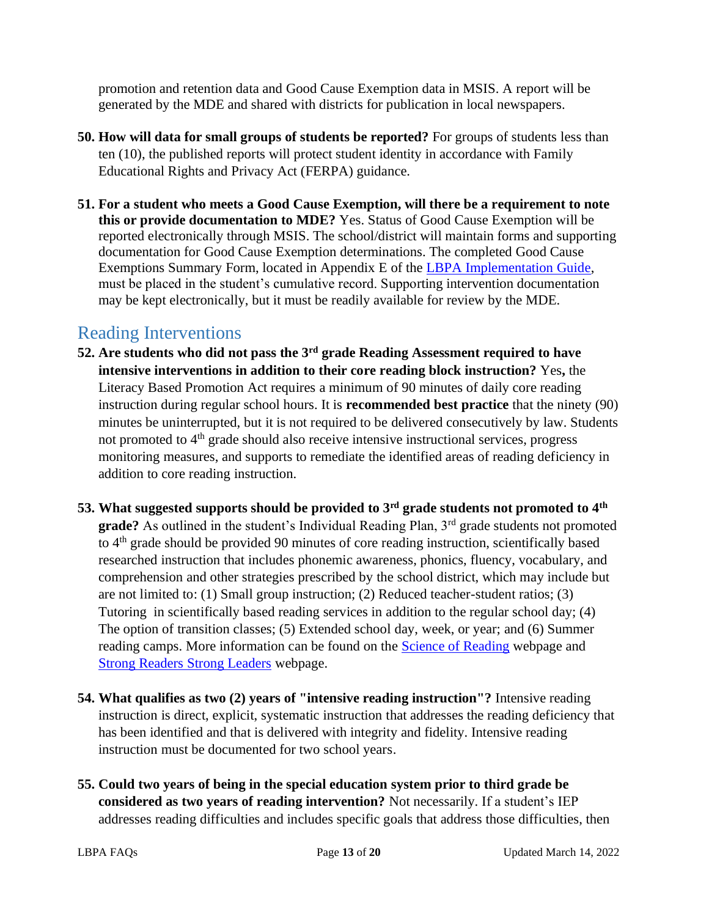promotion and retention data and Good Cause Exemption data in MSIS. A report will be generated by the MDE and shared with districts for publication in local newspapers.

50. **How will data for small groups of students be reported?** For groups of students less than ten (10), the published reports will protect student identity in accordance with Family Educational Rights and Privacy Act (FERPA) guidance.

51. **For a student who meets a Good Cause Exemption, will there be a requirement to note this or provide documentation to MDE?** Yes. Status of Good Cause Exemption will be reported electronically through MSIS. The school/district will maintain forms and supporting documentation for Good Cause Exemption determinations. The completed Good Cause Exemptions Summary Form, located in Appendix E of the [LBPA Implementation Guide](), must be placed in the student's cumulative record. Supporting intervention documentation may be kept electronically, but it must be readily available for review by the MDE.

## Reading Interventions

52. **Are students who did not pass the 3rd grade Reading Assessment required to have intensive interventions in addition to their core reading block instruction?** Yes**,** the Literacy Based Promotion Act requires a minimum of 90 minutes of daily core reading instruction during regular school hours. It is **recommended best practice** that the ninety (90) minutes be uninterrupted, but it is not required to be delivered consecutively by law. Students not promoted to 4th grade should also receive intensive instructional services, progress monitoring measures, and supports to remediate the identified areas of reading deficiency in addition to core reading instruction.

53. **What suggested supports should be provided to 3rd grade students not promoted to 4th grade?** As outlined in the student's Individual Reading Plan, 3rd grade students not promoted to 4th grade should be provided 90 minutes of core reading instruction, scientifically based researched instruction that includes phonemic awareness, phonics, fluency, vocabulary, and comprehension and other strategies prescribed by the school district, which may include but are not limited to: (1) Small group instruction; (2) Reduced teacher-student ratios; (3) Tutoring in scientifically based reading services in addition to the regular school day; (4) The option of transition classes; (5) Extended school day, week, or year; and (6) Summer reading camps. More information can be found on the [Science of Reading]() webpage and [Strong Readers Strong Leaders]() webpage.

54. **What qualifies as two (2) years of "intensive reading instruction"?** Intensive reading instruction is direct, explicit, systematic instruction that addresses the reading deficiency that has been identified and that is delivered with integrity and fidelity. Intensive reading instruction must be documented for two school years.

55. **Could two years of being in the special education system prior to third grade be considered as two years of reading intervention?** Not necessarily. If a student's IEP addresses reading difficulties and includes specific goals that address those difficulties, then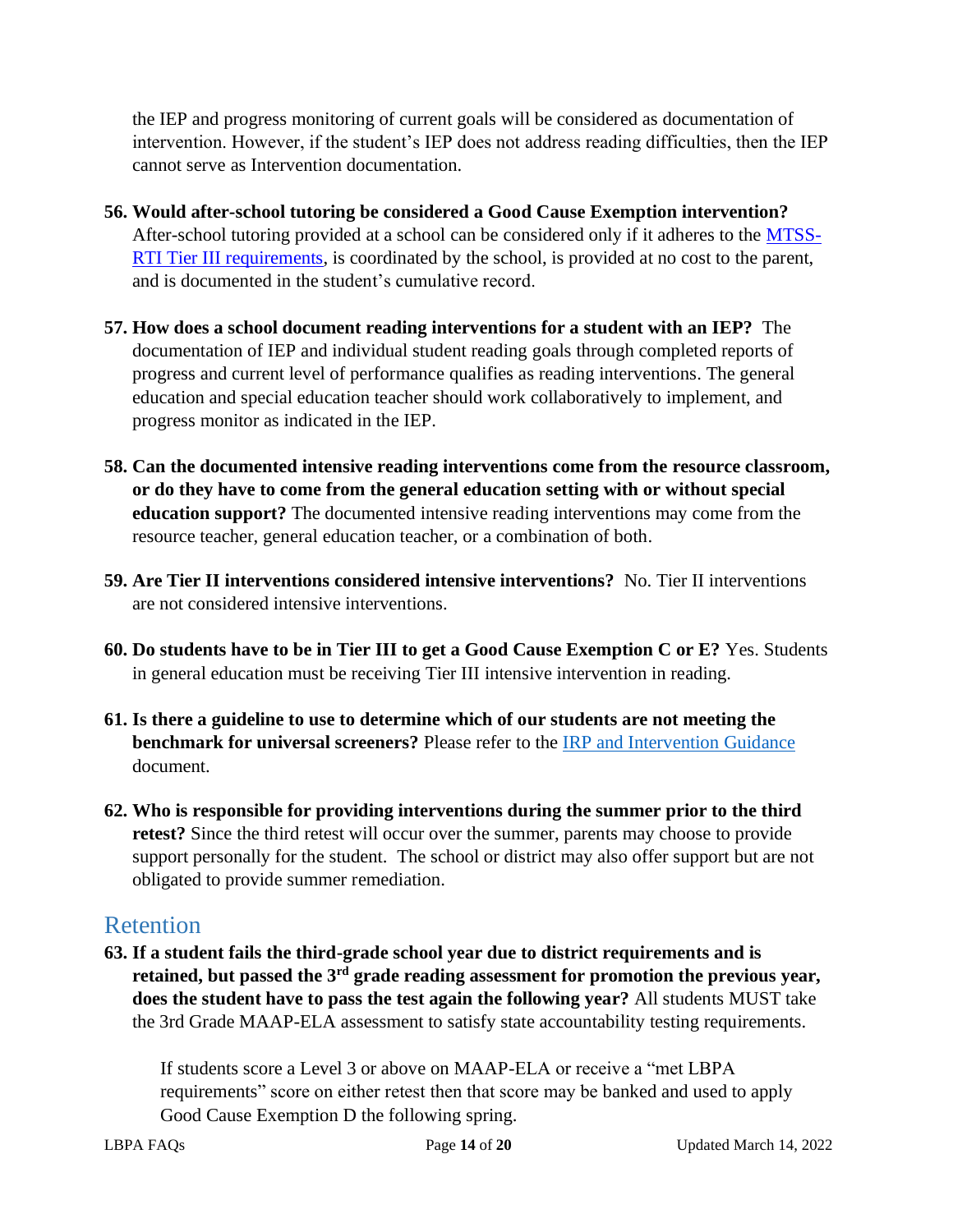the IEP and progress monitoring of current goals will be considered as documentation of intervention. However, if the student's IEP does not address reading difficulties, then the IEP cannot serve as Intervention documentation.

56. **Would after-school tutoring be considered a Good Cause Exemption intervention?** After-school tutoring provided at a school can be considered only if it adheres to the [MTSS-RTI Tier III requirements](), is coordinated by the school, is provided at no cost to the parent, and is documented in the student's cumulative record.

57. **How does a school document reading interventions for a student with an IEP?** The documentation of IEP and individual student reading goals through completed reports of progress and current level of performance qualifies as reading interventions. The general education and special education teacher should work collaboratively to implement, and progress monitor as indicated in the IEP.

58. **Can the documented intensive reading interventions come from the resource classroom, or do they have to come from the general education setting with or without special education support?** The documented intensive reading interventions may come from the resource teacher, general education teacher, or a combination of both.

59. **Are Tier II interventions considered intensive interventions?** No. Tier II interventions are not considered intensive interventions.

60. **Do students have to be in Tier III to get a Good Cause Exemption C or E?** Yes. Students in general education must be receiving Tier III intensive intervention in reading.

61. **Is there a guideline to use to determine which of our students are not meeting the benchmark for universal screeners?** Please refer to the [IRP and Intervention Guidance]() document.

62. **Who is responsible for providing interventions during the summer prior to the third retest?** Since the third retest will occur over the summer, parents may choose to provide support personally for the student. The school or district may also offer support but are not obligated to provide summer remediation.

## Retention

63. **If a student fails the third-grade school year due to district requirements and is retained, but passed the 3rd grade reading assessment for promotion the previous year, does the student have to pass the test again the following year?** All students MUST take the 3rd Grade MAAP-ELA assessment to satisfy state accountability testing requirements.

    If students score a Level 3 or above on MAAP-ELA or receive a "met LBPA requirements" score on either retest then that score may be banked and used to apply Good Cause Exemption D the following spring.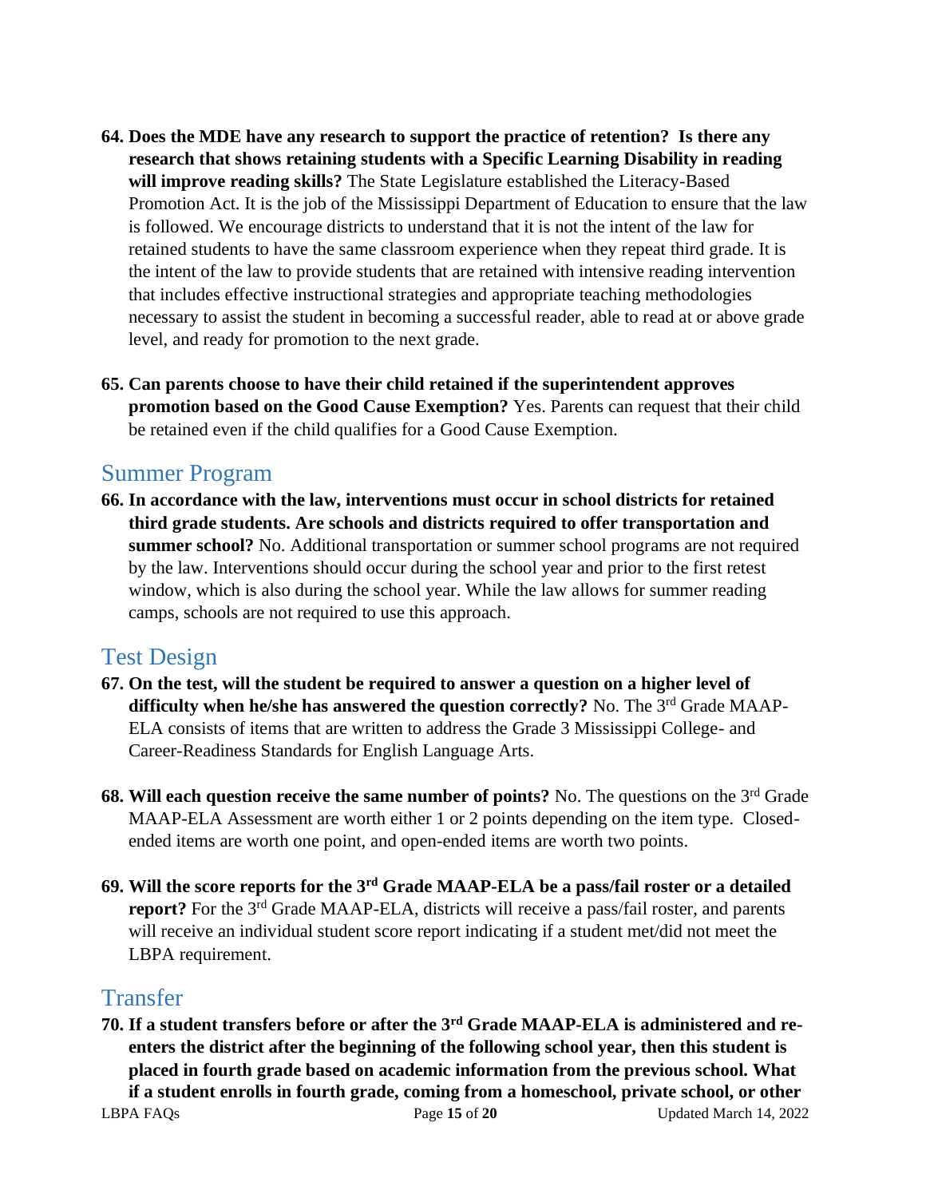64. **Does the MDE have any research to support the practice of retention? Is there any research that shows retaining students with a Specific Learning Disability in reading will improve reading skills?** The State Legislature established the Literacy-Based Promotion Act. It is the job of the Mississippi Department of Education to ensure that the law is followed. We encourage districts to understand that it is not the intent of the law for retained students to have the same classroom experience when they repeat third grade. It is the intent of the law to provide students that are retained with intensive reading intervention that includes effective instructional strategies and appropriate teaching methodologies necessary to assist the student in becoming a successful reader, able to read at or above grade level, and ready for promotion to the next grade.

65. **Can parents choose to have their child retained if the superintendent approves promotion based on the Good Cause Exemption?** Yes. Parents can request that their child be retained even if the child qualifies for a Good Cause Exemption.

## Summer Program

66. **In accordance with the law, interventions must occur in school districts for retained third grade students. Are schools and districts required to offer transportation and summer school?** No. Additional transportation or summer school programs are not required by the law. Interventions should occur during the school year and prior to the first retest window, which is also during the school year. While the law allows for summer reading camps, schools are not required to use this approach.

## Test Design

67. **On the test, will the student be required to answer a question on a higher level of difficulty when he/she has answered the question correctly?** No. The 3rd Grade MAAP-ELA consists of items that are written to address the Grade 3 Mississippi College- and Career-Readiness Standards for English Language Arts.

68. **Will each question receive the same number of points?** No. The questions on the 3rd Grade MAAP-ELA Assessment are worth either 1 or 2 points depending on the item type. Closed-ended items are worth one point, and open-ended items are worth two points.

69. **Will the score reports for the 3rd Grade MAAP-ELA be a pass/fail roster or a detailed report?** For the 3rd Grade MAAP-ELA, districts will receive a pass/fail roster, and parents will receive an individual student score report indicating if a student met/did not meet the LBPA requirement.

## Transfer

70. **If a student transfers before or after the 3rd Grade MAAP-ELA is administered and re-enters the district after the beginning of the following school year, then this student is placed in fourth grade based on academic information from the previous school. What if a student enrolls in fourth grade, coming from a homeschool, private school, or other**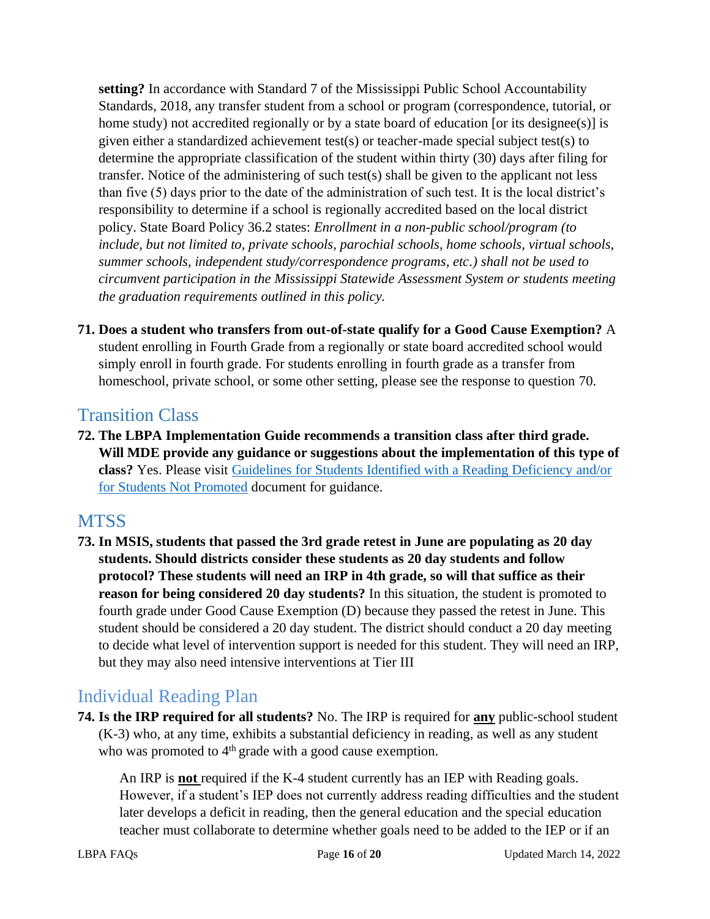**setting?** In accordance with Standard 7 of the Mississippi Public School Accountability Standards, 2018, any transfer student from a school or program (correspondence, tutorial, or home study) not accredited regionally or by a state board of education [or its designee(s)] is given either a standardized achievement test(s) or teacher-made special subject test(s) to determine the appropriate classification of the student within thirty (30) days after filing for transfer. Notice of the administering of such test(s) shall be given to the applicant not less than five (5) days prior to the date of the administration of such test. It is the local district's responsibility to determine if a school is regionally accredited based on the local district policy. State Board Policy 36.2 states: *Enrollment in a non-public school/program (to include, but not limited to, private schools, parochial schools, home schools, virtual schools, summer schools, independent study/correspondence programs, etc.) shall not be used to circumvent participation in the Mississippi Statewide Assessment System or students meeting the graduation requirements outlined in this policy.*

71. **Does a student who transfers from out-of-state qualify for a Good Cause Exemption?** A student enrolling in Fourth Grade from a regionally or state board accredited school would simply enroll in fourth grade. For students enrolling in fourth grade as a transfer from homeschool, private school, or some other setting, please see the response to question 70.

## Transition Class

72. **The LBPA Implementation Guide recommends a transition class after third grade. Will MDE provide any guidance or suggestions about the implementation of this type of class?** Yes. Please visit Guidelines for Students Identified with a Reading Deficiency and/or for Students Not Promoted document for guidance.

## MTSS

73. **In MSIS, students that passed the 3rd grade retest in June are populating as 20 day students. Should districts consider these students as 20 day students and follow protocol? These students will need an IRP in 4th grade, so will that suffice as their reason for being considered 20 day students?** In this situation, the student is promoted to fourth grade under Good Cause Exemption (D) because they passed the retest in June. This student should be considered a 20 day student. The district should conduct a 20 day meeting to decide what level of intervention support is needed for this student. They will need an IRP, but they may also need intensive interventions at Tier III

## Individual Reading Plan

74. **Is the IRP required for all students?** No. The IRP is required for **any** public-school student (K-3) who, at any time, exhibits a substantial deficiency in reading, as well as any student who was promoted to 4th grade with a good cause exemption.

    An IRP is **not** required if the K-4 student currently has an IEP with Reading goals. However, if a student's IEP does not currently address reading difficulties and the student later develops a deficit in reading, then the general education and the special education teacher must collaborate to determine whether goals need to be added to the IEP or if an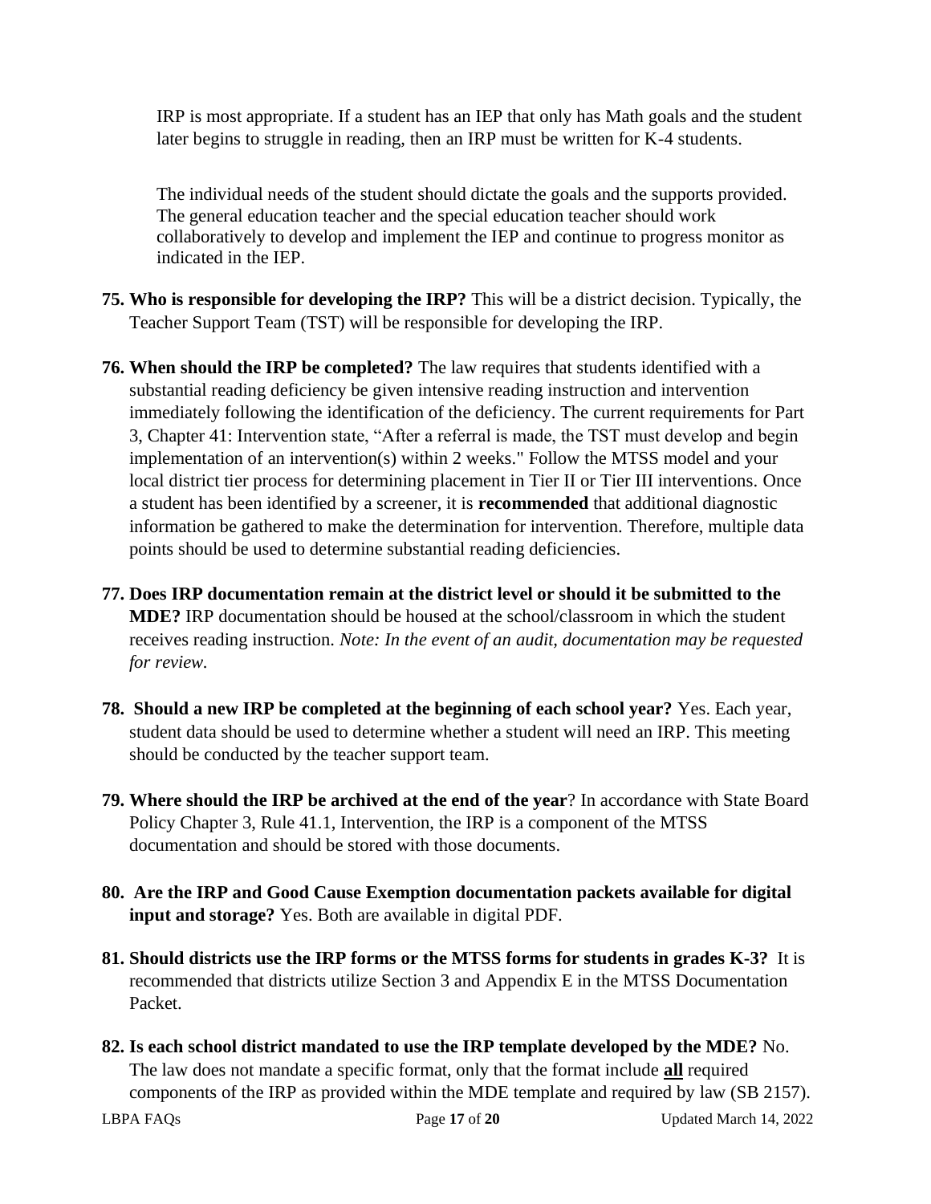IRP is most appropriate. If a student has an IEP that only has Math goals and the student later begins to struggle in reading, then an IRP must be written for K-4 students.

The individual needs of the student should dictate the goals and the supports provided. The general education teacher and the special education teacher should work collaboratively to develop and implement the IEP and continue to progress monitor as indicated in the IEP.

75. **Who is responsible for developing the IRP?** This will be a district decision. Typically, the Teacher Support Team (TST) will be responsible for developing the IRP.

76. **When should the IRP be completed?** The law requires that students identified with a substantial reading deficiency be given intensive reading instruction and intervention immediately following the identification of the deficiency. The current requirements for Part 3, Chapter 41: Intervention state, "After a referral is made, the TST must develop and begin implementation of an intervention(s) within 2 weeks." Follow the MTSS model and your local district tier process for determining placement in Tier II or Tier III interventions. Once a student has been identified by a screener, it is **recommended** that additional diagnostic information be gathered to make the determination for intervention. Therefore, multiple data points should be used to determine substantial reading deficiencies.

77. **Does IRP documentation remain at the district level or should it be submitted to the MDE?** IRP documentation should be housed at the school/classroom in which the student receives reading instruction. *Note: In the event of an audit, documentation may be requested for review.*

78. **Should a new IRP be completed at the beginning of each school year?** Yes. Each year, student data should be used to determine whether a student will need an IRP. This meeting should be conducted by the teacher support team.

79. **Where should the IRP be archived at the end of the year**? In accordance with State Board Policy Chapter 3, Rule 41.1, Intervention, the IRP is a component of the MTSS documentation and should be stored with those documents.

80. **Are the IRP and Good Cause Exemption documentation packets available for digital input and storage?** Yes. Both are available in digital PDF.

81. **Should districts use the IRP forms or the MTSS forms for students in grades K-3?** It is recommended that districts utilize Section 3 and Appendix E in the MTSS Documentation Packet.

82. **Is each school district mandated to use the IRP template developed by the MDE?** No. The law does not mandate a specific format, only that the format include **<u>all</u>** required components of the IRP as provided within the MDE template and required by law (SB 2157).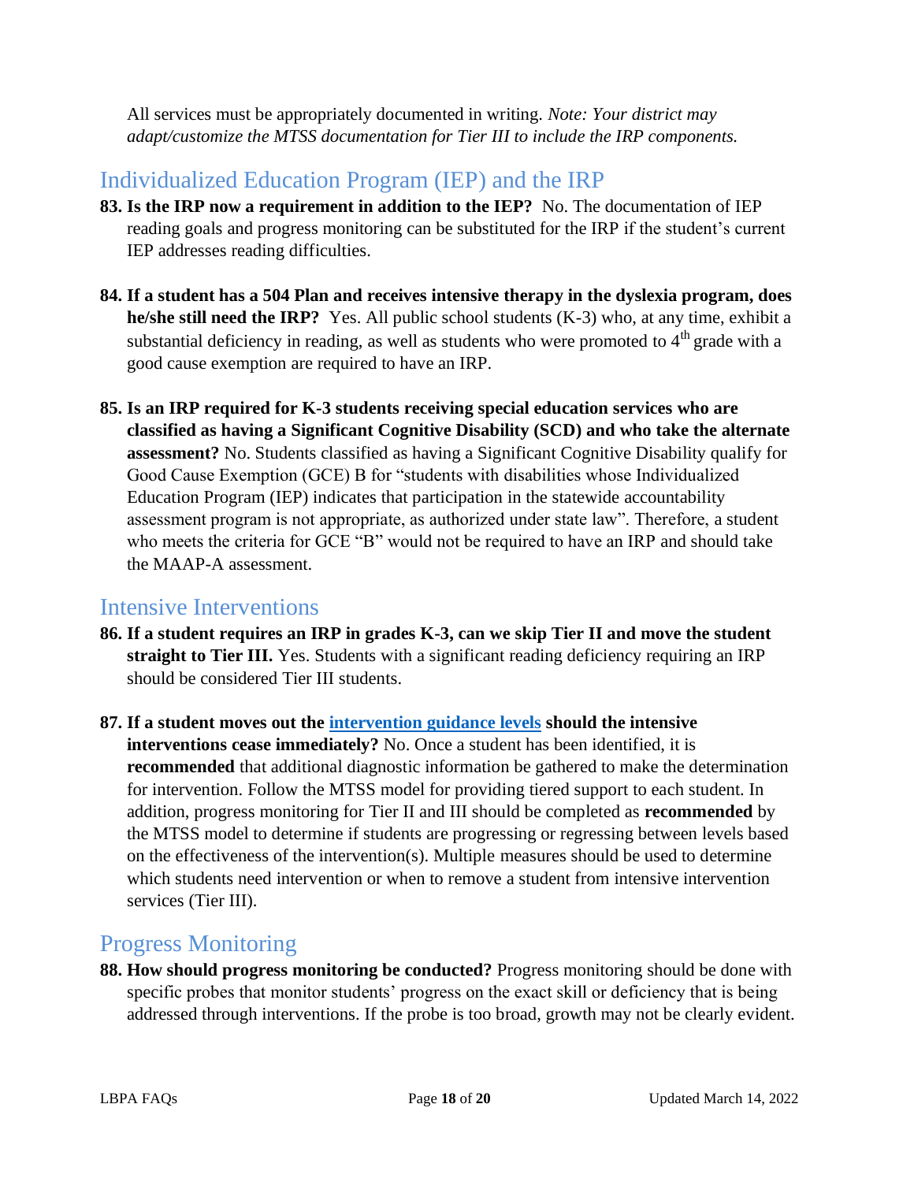All services must be appropriately documented in writing. *Note: Your district may adapt/customize the MTSS documentation for Tier III to include the IRP components.*

## Individualized Education Program (IEP) and the IRP

**83. Is the IRP now a requirement in addition to the IEP?** No. The documentation of IEP reading goals and progress monitoring can be substituted for the IRP if the student's current IEP addresses reading difficulties.

**84. If a student has a 504 Plan and receives intensive therapy in the dyslexia program, does he/she still need the IRP?** Yes. All public school students (K-3) who, at any time, exhibit a substantial deficiency in reading, as well as students who were promoted to 4th grade with a good cause exemption are required to have an IRP.

**85. Is an IRP required for K-3 students receiving special education services who are classified as having a Significant Cognitive Disability (SCD) and who take the alternate assessment?** No. Students classified as having a Significant Cognitive Disability qualify for Good Cause Exemption (GCE) B for "students with disabilities whose Individualized Education Program (IEP) indicates that participation in the statewide accountability assessment program is not appropriate, as authorized under state law". Therefore, a student who meets the criteria for GCE "B" would not be required to have an IRP and should take the MAAP-A assessment.

## Intensive Interventions

**86. If a student requires an IRP in grades K-3, can we skip Tier II and move the student straight to Tier III.** Yes. Students with a significant reading deficiency requiring an IRP should be considered Tier III students.

**87. If a student moves out the [intervention guidance levels] should the intensive interventions cease immediately?** No. Once a student has been identified, it is **recommended** that additional diagnostic information be gathered to make the determination for intervention. Follow the MTSS model for providing tiered support to each student. In addition, progress monitoring for Tier II and III should be completed as **recommended** by the MTSS model to determine if students are progressing or regressing between levels based on the effectiveness of the intervention(s). Multiple measures should be used to determine which students need intervention or when to remove a student from intensive intervention services (Tier III).

## Progress Monitoring

**88. How should progress monitoring be conducted?** Progress monitoring should be done with specific probes that monitor students' progress on the exact skill or deficiency that is being addressed through interventions. If the probe is too broad, growth may not be clearly evident.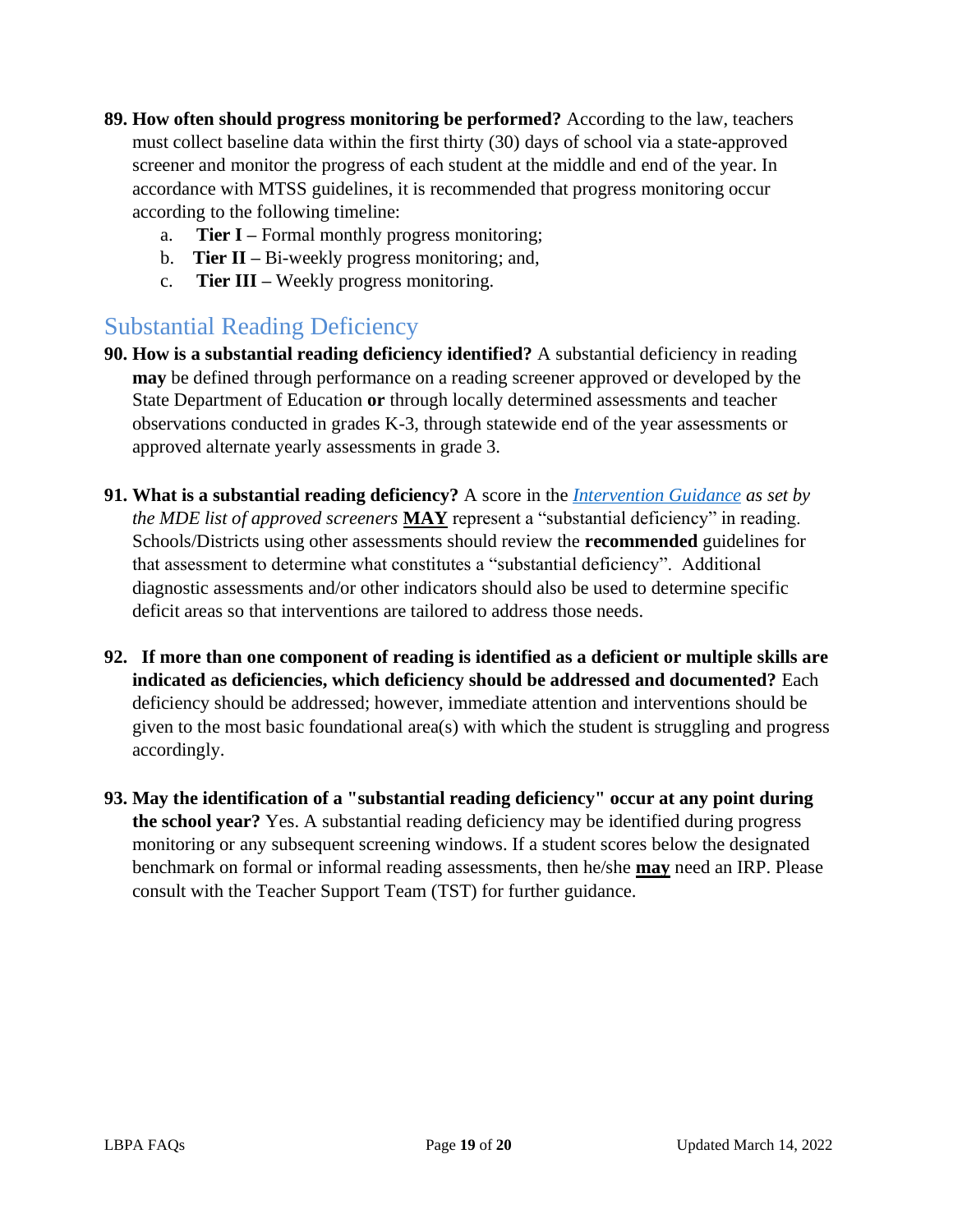89. **How often should progress monitoring be performed?** According to the law, teachers must collect baseline data within the first thirty (30) days of school via a state-approved screener and monitor the progress of each student at the middle and end of the year. In accordance with MTSS guidelines, it is recommended that progress monitoring occur according to the following timeline:
    a. **Tier I –** Formal monthly progress monitoring;
    b. **Tier II –** Bi-weekly progress monitoring; and,
    c. **Tier III –** Weekly progress monitoring.

## Substantial Reading Deficiency

90. **How is a substantial reading deficiency identified?** A substantial deficiency in reading **may** be defined through performance on a reading screener approved or developed by the State Department of Education **or** through locally determined assessments and teacher observations conducted in grades K-3, through statewide end of the year assessments or approved alternate yearly assessments in grade 3.

91. **What is a substantial reading deficiency?** A score in the [*Intervention Guidance*]() *as set by the MDE list of approved screeners* **MAY** represent a "substantial deficiency" in reading. Schools/Districts using other assessments should review the **recommended** guidelines for that assessment to determine what constitutes a "substantial deficiency". Additional diagnostic assessments and/or other indicators should also be used to determine specific deficit areas so that interventions are tailored to address those needs.

92. **If more than one component of reading is identified as a deficient or multiple skills are indicated as deficiencies, which deficiency should be addressed and documented?** Each deficiency should be addressed; however, immediate attention and interventions should be given to the most basic foundational area(s) with which the student is struggling and progress accordingly.

93. **May the identification of a "substantial reading deficiency" occur at any point during the school year?** Yes. A substantial reading deficiency may be identified during progress monitoring or any subsequent screening windows. If a student scores below the designated benchmark on formal or informal reading assessments, then he/she **may** need an IRP. Please consult with the Teacher Support Team (TST) for further guidance.